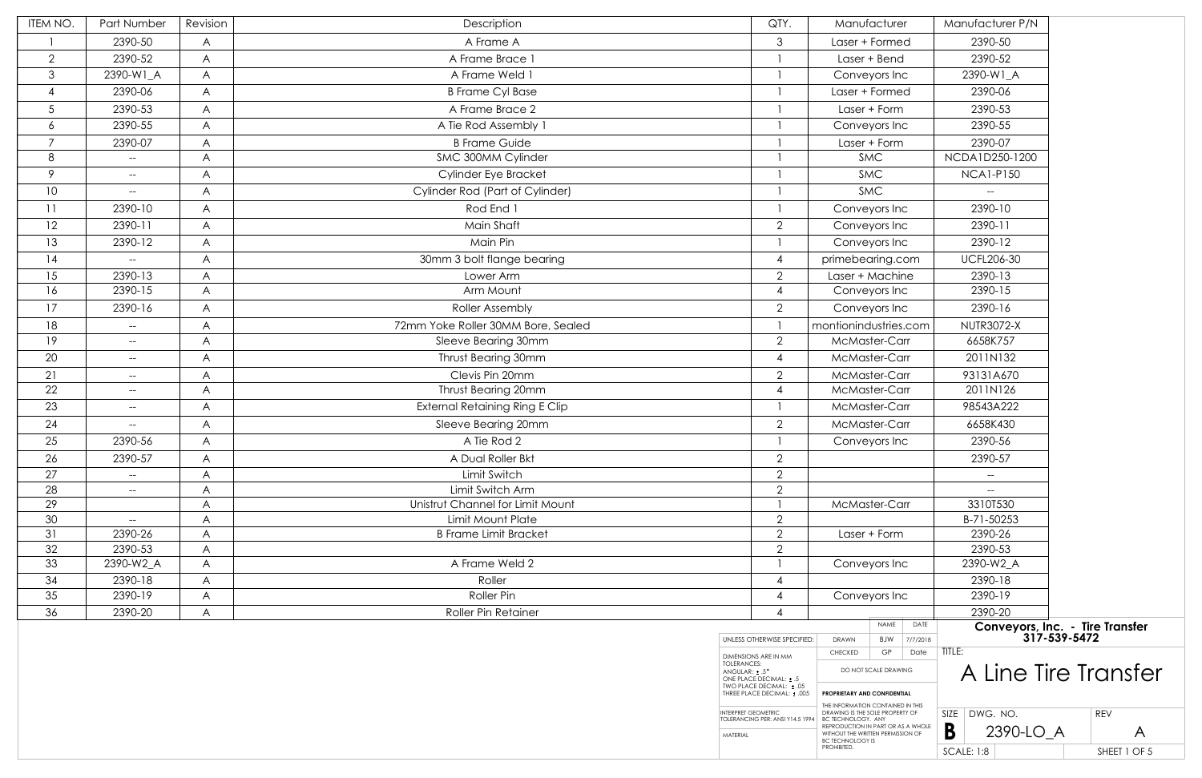| ITEM NO. | Part Number | Revision | Description | QTY. | Manufacturer | Manufacturer P/N |
|---|---|---|---|---|---|---|
| 1 | 2390-50 | A | A Frame A | 3 | Laser + Formed | 2390-50 |
| 2 | 2390-52 | A | A Frame Brace 1 | 1 | Laser + Bend | 2390-52 |
| 3 | 2390-W1_A | A | A Frame Weld 1 | 1 | Conveyors Inc | 2390-W1_A |
| 4 | 2390-06 | A | B Frame Cyl Base | 1 | Laser + Formed | 2390-06 |
| 5 | 2390-53 | A | A Frame Brace 2 | 1 | Laser + Form | 2390-53 |
| 6 | 2390-55 | A | A Tie Rod Assembly 1 | 1 | Conveyors Inc | 2390-55 |
| 7 | 2390-07 | A | B Frame Guide | 1 | Laser + Form | 2390-07 |
| 8 | -- | A | SMC 300MM Cylinder | 1 | SMC | NCDA1D250-1200 |
| 9 | -- | A | Cylinder Eye Bracket | 1 | SMC | NCA1-P150 |
| 10 | -- | A | Cylinder Rod (Part of Cylinder) | 1 | SMC | -- |
| 11 | 2390-10 | A | Rod End 1 | 1 | Conveyors Inc | 2390-10 |
| 12 | 2390-11 | A | Main Shaft | 2 | Conveyors Inc | 2390-11 |
| 13 | 2390-12 | A | Main Pin | 1 | Conveyors Inc | 2390-12 |
| 14 | -- | A | 30mm 3 bolt flange bearing | 4 | primebearing.com | UCFL206-30 |
| 15 | 2390-13 | A | Lower Arm | 2 | Laser + Machine | 2390-13 |
| 16 | 2390-15 | A | Arm Mount | 4 | Conveyors Inc | 2390-15 |
| 17 | 2390-16 | A | Roller Assembly | 2 | Conveyors Inc | 2390-16 |
| 18 | -- | A | 72mm Yoke Roller 30MM Bore, Sealed | 1 | montionindustries.com | NUTR3072-X |
| 19 | -- | A | Sleeve Bearing 30mm | 2 | McMaster-Carr | 6658K757 |
| 20 | -- | A | Thrust Bearing 30mm | 4 | McMaster-Carr | 2011N132 |
| 21 | -- | A | Clevis Pin 20mm | 2 | McMaster-Carr | 93131A670 |
| 22 | -- | A | Thrust Bearing 20mm | 4 | McMaster-Carr | 2011N126 |
| 23 | -- | A | External Retaining Ring E Clip | 1 | McMaster-Carr | 98543A222 |
| 24 | -- | A | Sleeve Bearing 20mm | 2 | McMaster-Carr | 6658K430 |
| 25 | 2390-56 | A | A Tie Rod 2 | 1 | Conveyors Inc | 2390-56 |
| 26 | 2390-57 | A | A Dual Roller Bkt | 2 | | 2390-57 |
| 27 | -- | A | Limit Switch | 2 | | -- |
| 28 | -- | A | Limit Switch Arm | 2 | | -- |
| 29 | | A | Unistrut Channel for Limit Mount | 1 | McMaster-Carr | 3310T530 |
| 30 | -- | A | Limit Mount Plate | 2 | | B-71-50253 |
| 31 | 2390-26 | A | B Frame Limit Bracket | 2 | Laser + Form | 2390-26 |
| 32 | 2390-53 | A | | 2 | | 2390-53 |
| 33 | 2390-W2_A | A | A Frame Weld 2 | 1 | Conveyors Inc | 2390-W2_A |
| 34 | 2390-18 | A | Roller | 4 | | 2390-18 |
| 35 | 2390-19 | A | Roller Pin | 4 | Conveyors Inc | 2390-19 |
| 36 | 2390-20 | A | Roller Pin Retainer | 4 | | 2390-20 |

UNLESS OTHERWISE SPECIFIED:
DIMENSIONS ARE IN MM
TOLERANCES:
ANGULAR: ± .5°
ONE PLACE DECIMAL: ± .5
TWO PLACE DECIMAL: ± .05
THREE PLACE DECIMAL: ± .005

INTERPRET GEOMETRIC TOLERANCING PER: ANSI Y14.5 1994

MATERIAL

| | NAME | DATE |
|---|---|---|
| DRAWN | BJW | 7/7/2018 |
| CHECKED | GP | Date |

DO NOT SCALE DRAWING

**PROPRIETARY AND CONFIDENTIAL**

THE INFORMATION CONTAINED IN THIS DRAWING IS THE SOLE PROPERTY OF BC TECHNOLOGY. ANY REPRODUCTION IN PART OR AS A WHOLE WITHOUT THE WRITTEN PERMISSION OF BC TECHNOLOGY IS PROHIBITED.

**Conveyors, Inc. - Tire Transfer**
**317-539-5472**

TITLE:

# A Line Tire Transfer

| SIZE | DWG. NO. | REV |
|---|---|---|
| **B** | 2390-LO_A | A |
| SCALE: 1:8 | | SHEET 1 OF 5 |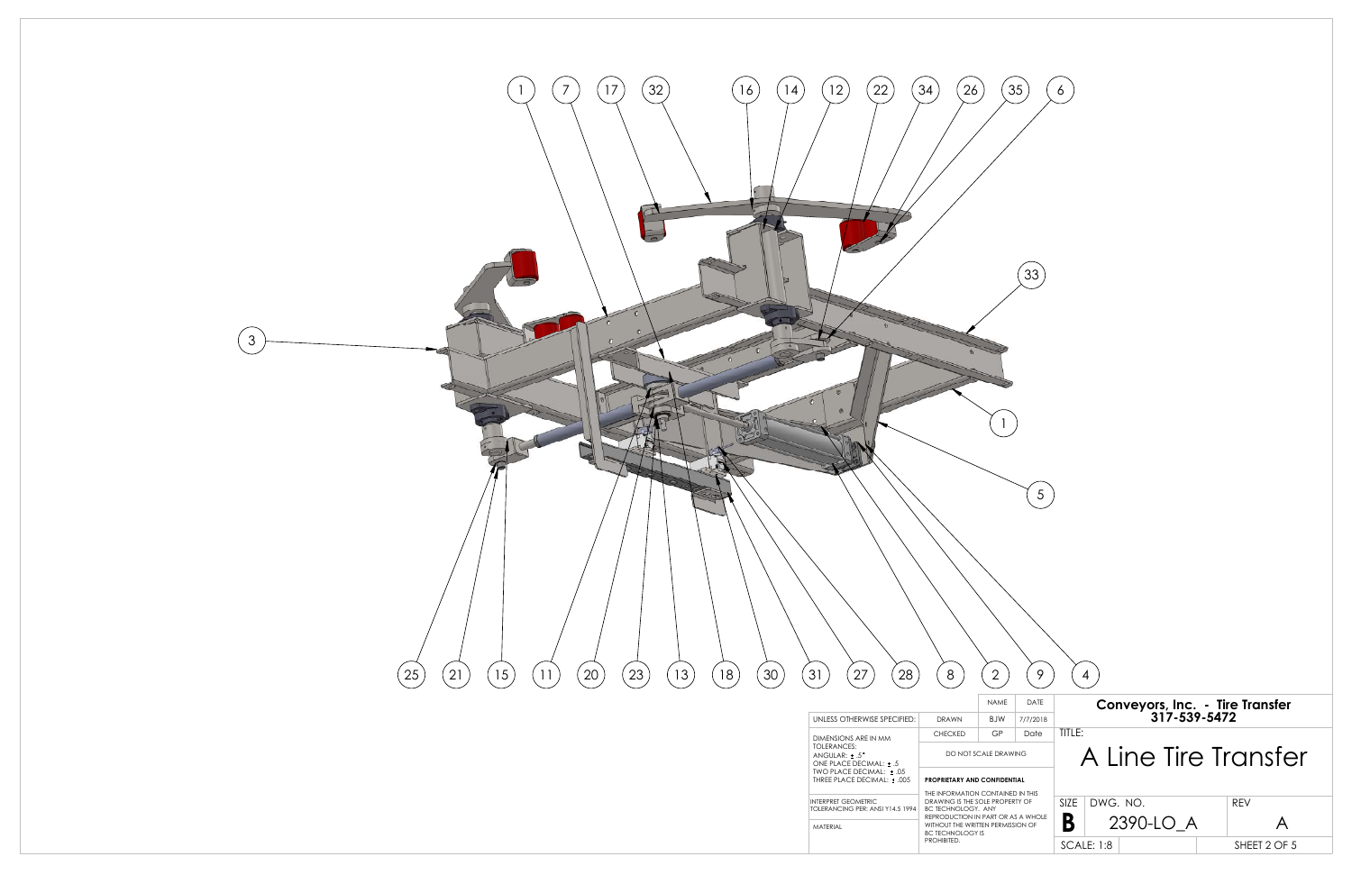1 7 17 32 16 14 12 22 34 26 35 6

3

33

1

5

25 21 15 11 20 23 13 18 30 31 27 28 8 2 9 4

| UNLESS OTHERWISE SPECIFIED: | | NAME | DATE |
|---|---|---|---|
| | DRAWN | BJW | 7/7/2018 |
| | CHECKED | GP | Date |

DIMENSIONS ARE IN MM
TOLERANCES:
ANGULAR: ± .5°
ONE PLACE DECIMAL: ± .5
TWO PLACE DECIMAL: ± .05
THREE PLACE DECIMAL: ± .005

INTERPRET GEOMETRIC TOLERANCING PER: ANSI Y14.5 1994

MATERIAL

DO NOT SCALE DRAWING

**PROPRIETARY AND CONFIDENTIAL**

THE INFORMATION CONTAINED IN THIS DRAWING IS THE SOLE PROPERTY OF BC TECHNOLOGY. ANY REPRODUCTION IN PART OR AS A WHOLE WITHOUT THE WRITTEN PERMISSION OF BC TECHNOLOGY IS PROHIBITED.

**Conveyors, Inc. - Tire Transfer**
**317-539-5472**

TITLE:

# A Line Tire Transfer

| SIZE | DWG. NO. | REV |
|---|---|---|
| **B** | 2390-LO_A | A |

SCALE: 1:8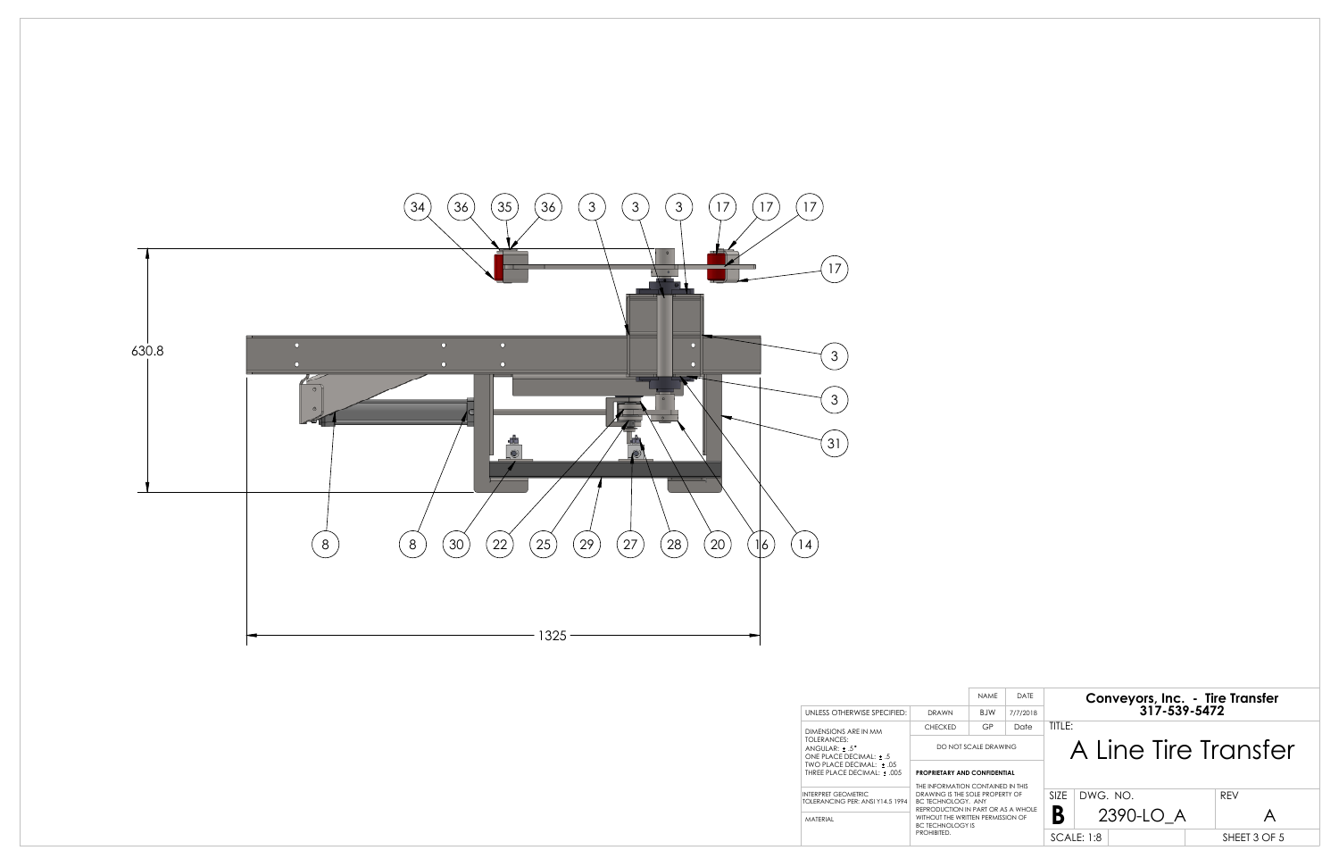34 36 35 36 3 3 3 17 17 17

17

630.8

3

3

31

8 8 30 22 25 29 27 28 20 16 14

1325

| | | NAME | DATE |
|---|---|---|---|
| UNLESS OTHERWISE SPECIFIED: | DRAWN | BJW | 7/7/2018 |
| DIMENSIONS ARE IN MM<br>TOLERANCES:<br>ANGULAR: ± .5°<br>ONE PLACE DECIMAL: ± .5<br>TWO PLACE DECIMAL: ± .05<br>THREE PLACE DECIMAL: ± .005 | CHECKED | GP | Date |
| | DO NOT SCALE DRAWING | | |
| INTERPRET GEOMETRIC TOLERANCING PER: ANSI Y14.5 1994 | **PROPRIETARY AND CONFIDENTIAL**<br>THE INFORMATION CONTAINED IN THIS DRAWING IS THE SOLE PROPERTY OF BC TECHNOLOGY. ANY REPRODUCTION IN PART OR AS A WHOLE WITHOUT THE WRITTEN PERMISSION OF BC TECHNOLOGY IS PROHIBITED. | | |
| MATERIAL | | | |

**Conveyors, Inc. - Tire Transfer**
**317-539-5472**

TITLE:

A Line Tire Transfer

| SIZE | DWG. NO. | REV |
|---|---|---|
| **B** | 2390-LO_A | A |
| SCALE: 1:8 | | SHEET 3 OF 5 |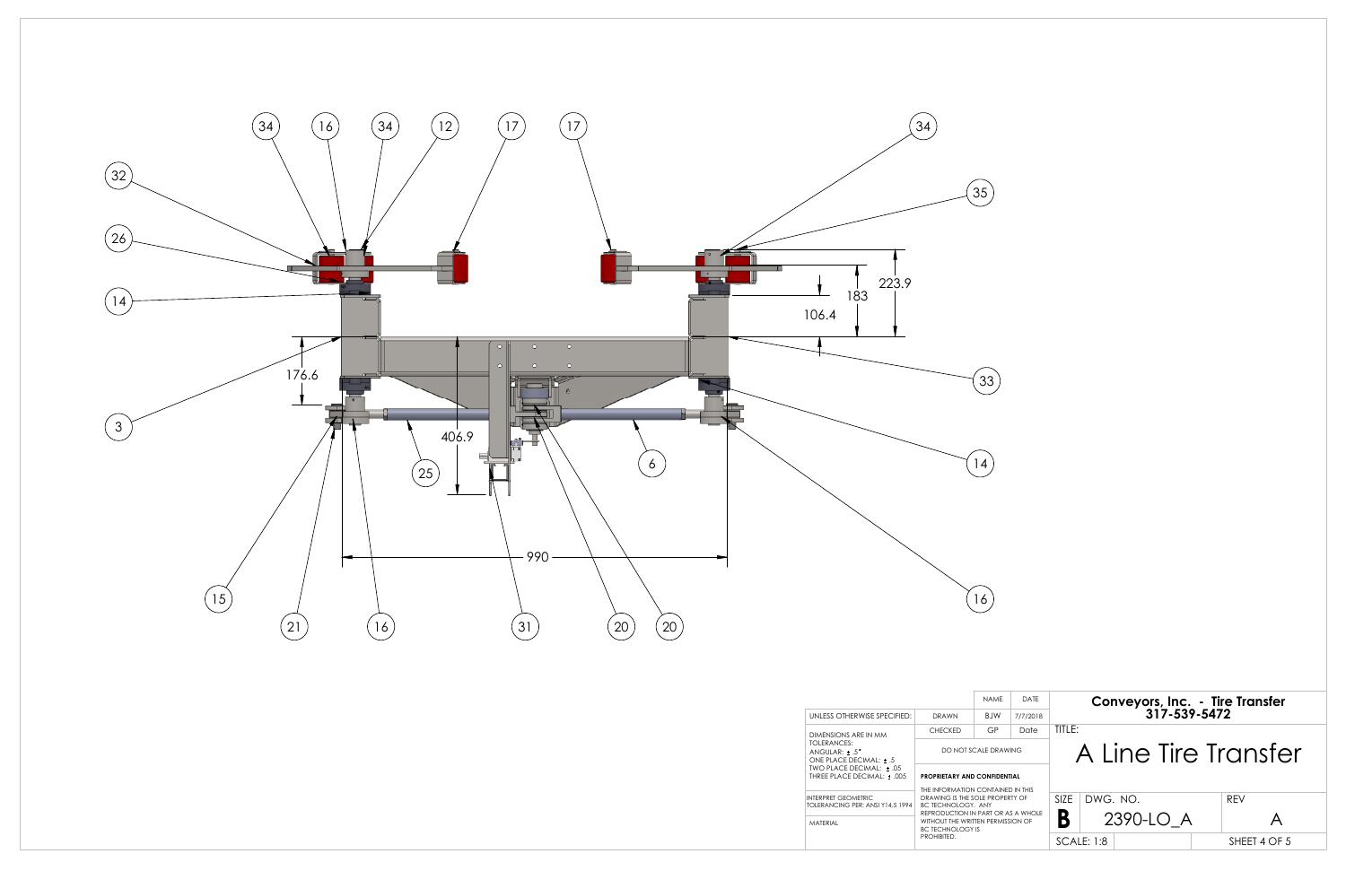34 16 34 12 17 17 34

32

35

26

14

223.9

183

106.4

33

176.6

3

406.9

14

25

6

990

15 21 16 31 20 20 16

| UNLESS OTHERWISE SPECIFIED: | | NAME | DATE |
|---|---|---|---|
| DIMENSIONS ARE IN MM | DRAWN | BJW | 7/7/2018 |
| TOLERANCES: ANGULAR: ± .5° ONE PLACE DECIMAL: ± .5 TWO PLACE DECIMAL: ± .05 THREE PLACE DECIMAL: ± .005 | CHECKED | GP | Date |
| INTERPRET GEOMETRIC TOLERANCING PER: ANSI Y14.5 1994 | DO NOT SCALE DRAWING | | |
| MATERIAL | PROPRIETARY AND CONFIDENTIAL THE INFORMATION CONTAINED IN THIS DRAWING IS THE SOLE PROPERTY OF BC TECHNOLOGY. ANY REPRODUCTION IN PART OR AS A WHOLE WITHOUT THE WRITTEN PERMISSION OF BC TECHNOLOGY IS PROHIBITED. | | |

**Conveyors, Inc. - Tire Transfer**
**317-539-5472**

TITLE:

# A Line Tire Transfer

| SIZE | DWG. NO. | REV |
|---|---|---|
| **B** | 2390-LO_A | A |
| SCALE: 1:8 | | SHEET 4 OF 5 |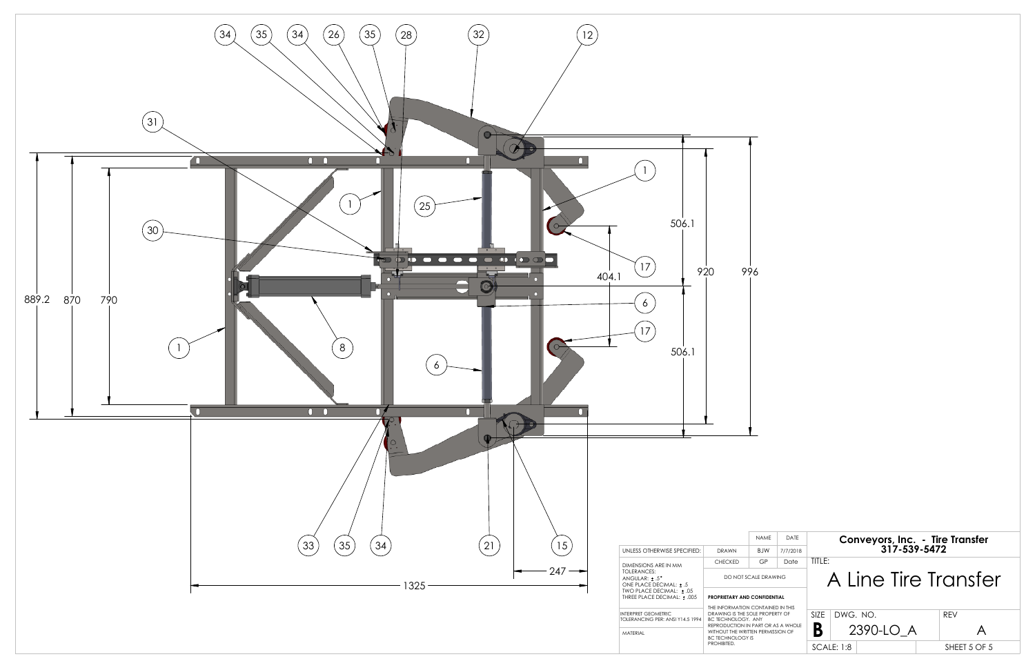34 35 34 26 35 28 32 12

31

1

25

30

506.1

1

17

404.1

920

996

889.2 870 790

6

17

1

8

506.1

6

33 35 34 21 15

247

1325

| | | | |
|---|---|---|---|
| UNLESS OTHERWISE SPECIFIED: | | NAME | DATE |
| | DRAWN | BJW | 7/7/2018 |
| DIMENSIONS ARE IN MM TOLERANCES: ANGULAR: ± .5° ONE PLACE DECIMAL: ± .5 TWO PLACE DECIMAL: ± .05 THREE PLACE DECIMAL: ± .005 | CHECKED | GP | Date |
| | DO NOT SCALE DRAWING | | |
| INTERPRET GEOMETRIC TOLERANCING PER: ANSI Y14.5 1994 | **PROPRIETARY AND CONFIDENTIAL** THE INFORMATION CONTAINED IN THIS DRAWING IS THE SOLE PROPERTY OF BC TECHNOLOGY. ANY REPRODUCTION IN PART OR AS A WHOLE WITHOUT THE WRITTEN PERMISSION OF BC TECHNOLOGY IS PROHIBITED. | | |
| MATERIAL | | | |

**Conveyors, Inc. - Tire Transfer**
**317-539-5472**

TITLE:

# A Line Tire Transfer

| SIZE | DWG. NO. | REV |
|---|---|---|
| **B** | 2390-LO_A | A |
| SCALE: 1:8 | | SHEET 5 OF 5 |